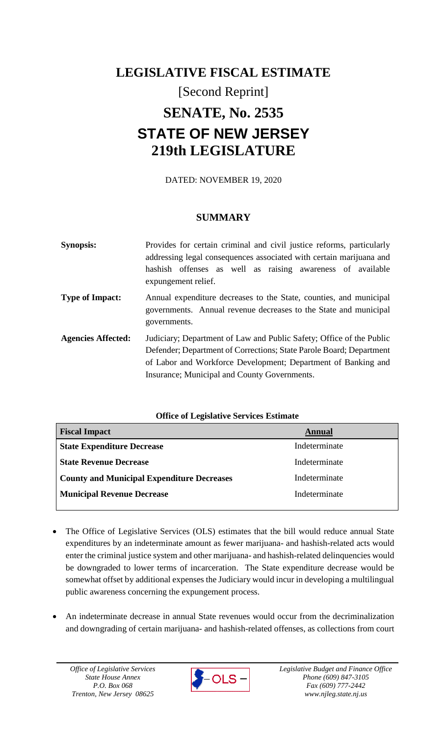# LEGISLATIVE FISCAL ESTIMATE

## [Second Reprint]

# SENATE, No. 2535

# STATE OF NEW JERSEY

# 219th LEGISLATURE

DATED: NOVEMBER 19, 2020

## SUMMARY

**Synopsis:** Provides for certain criminal and civil justice reforms, particularly addressing legal consequences associated with certain marijuana and hashish offenses as well as raising awareness of available expungement relief.

**Type of Impact:** Annual expenditure decreases to the State, counties, and municipal governments. Annual revenue decreases to the State and municipal governments.

**Agencies Affected:** Judiciary; Department of Law and Public Safety; Office of the Public Defender; Department of Corrections; State Parole Board; Department of Labor and Workforce Development; Department of Banking and Insurance; Municipal and County Governments.

**Office of Legislative Services Estimate**

| Fiscal Impact | Annual |
| --- | --- |
| **State Expenditure Decrease** | Indeterminate |
| **State Revenue Decrease** | Indeterminate |
| **County and Municipal Expenditure Decreases** | Indeterminate |
| **Municipal Revenue Decrease** | Indeterminate |

- The Office of Legislative Services (OLS) estimates that the bill would reduce annual State expenditures by an indeterminate amount as fewer marijuana- and hashish-related acts would enter the criminal justice system and other marijuana- and hashish-related delinquencies would be downgraded to lower terms of incarceration. The State expenditure decrease would be somewhat offset by additional expenses the Judiciary would incur in developing a multilingual public awareness concerning the expungement process.

- An indeterminate decrease in annual State revenues would occur from the decriminalization and downgrading of certain marijuana- and hashish-related offenses, as collections from court

*Office of Legislative Services*
*State House Annex*
*P.O. Box 068*
*Trenton, New Jersey 08625*

*Legislative Budget and Finance Office*
*Phone (609) 847-3105*
*Fax (609) 777-2442*
*www.njleg.state.nj.us*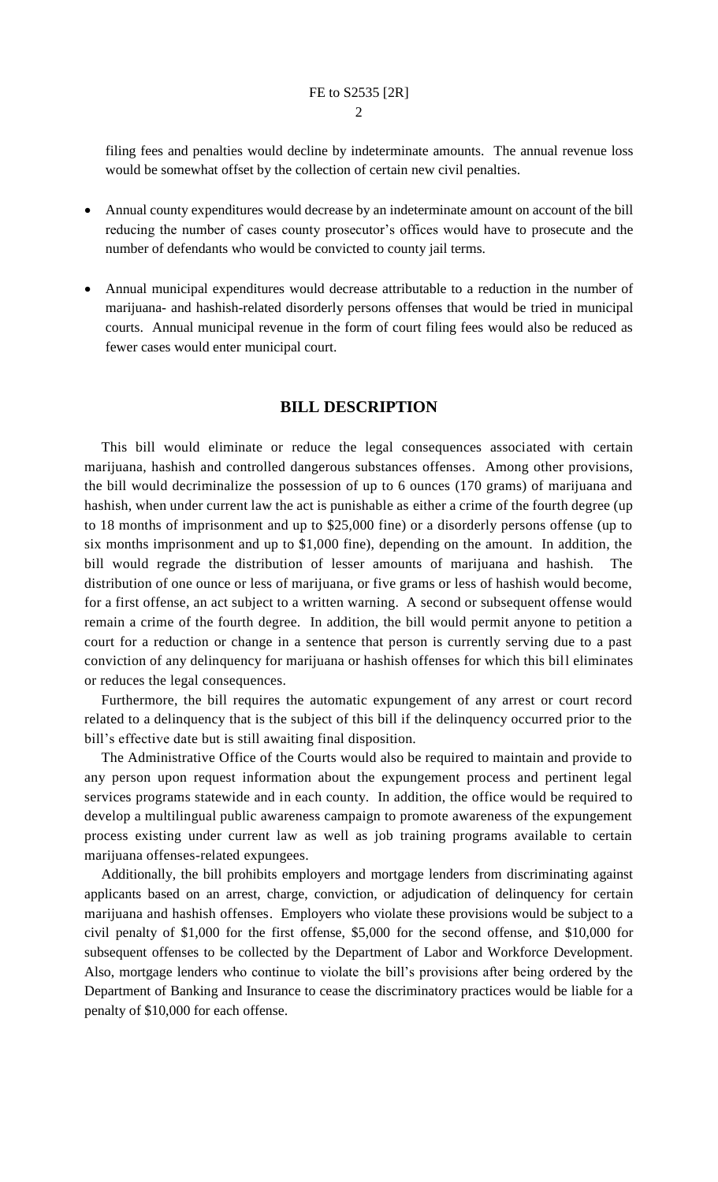filing fees and penalties would decline by indeterminate amounts. The annual revenue loss would be somewhat offset by the collection of certain new civil penalties.

- Annual county expenditures would decrease by an indeterminate amount on account of the bill reducing the number of cases county prosecutor's offices would have to prosecute and the number of defendants who would be convicted to county jail terms.

- Annual municipal expenditures would decrease attributable to a reduction in the number of marijuana- and hashish-related disorderly persons offenses that would be tried in municipal courts. Annual municipal revenue in the form of court filing fees would also be reduced as fewer cases would enter municipal court.

## BILL DESCRIPTION

This bill would eliminate or reduce the legal consequences associated with certain marijuana, hashish and controlled dangerous substances offenses. Among other provisions, the bill would decriminalize the possession of up to 6 ounces (170 grams) of marijuana and hashish, when under current law the act is punishable as either a crime of the fourth degree (up to 18 months of imprisonment and up to $25,000 fine) or a disorderly persons offense (up to six months imprisonment and up to $1,000 fine), depending on the amount. In addition, the bill would regrade the distribution of lesser amounts of marijuana and hashish. The distribution of one ounce or less of marijuana, or five grams or less of hashish would become, for a first offense, an act subject to a written warning. A second or subsequent offense would remain a crime of the fourth degree. In addition, the bill would permit anyone to petition a court for a reduction or change in a sentence that person is currently serving due to a past conviction of any delinquency for marijuana or hashish offenses for which this bill eliminates or reduces the legal consequences.

Furthermore, the bill requires the automatic expungement of any arrest or court record related to a delinquency that is the subject of this bill if the delinquency occurred prior to the bill's effective date but is still awaiting final disposition.

The Administrative Office of the Courts would also be required to maintain and provide to any person upon request information about the expungement process and pertinent legal services programs statewide and in each county. In addition, the office would be required to develop a multilingual public awareness campaign to promote awareness of the expungement process existing under current law as well as job training programs available to certain marijuana offenses-related expungees.

Additionally, the bill prohibits employers and mortgage lenders from discriminating against applicants based on an arrest, charge, conviction, or adjudication of delinquency for certain marijuana and hashish offenses. Employers who violate these provisions would be subject to a civil penalty of $1,000 for the first offense, $5,000 for the second offense, and $10,000 for subsequent offenses to be collected by the Department of Labor and Workforce Development. Also, mortgage lenders who continue to violate the bill's provisions after being ordered by the Department of Banking and Insurance to cease the discriminatory practices would be liable for a penalty of $10,000 for each offense.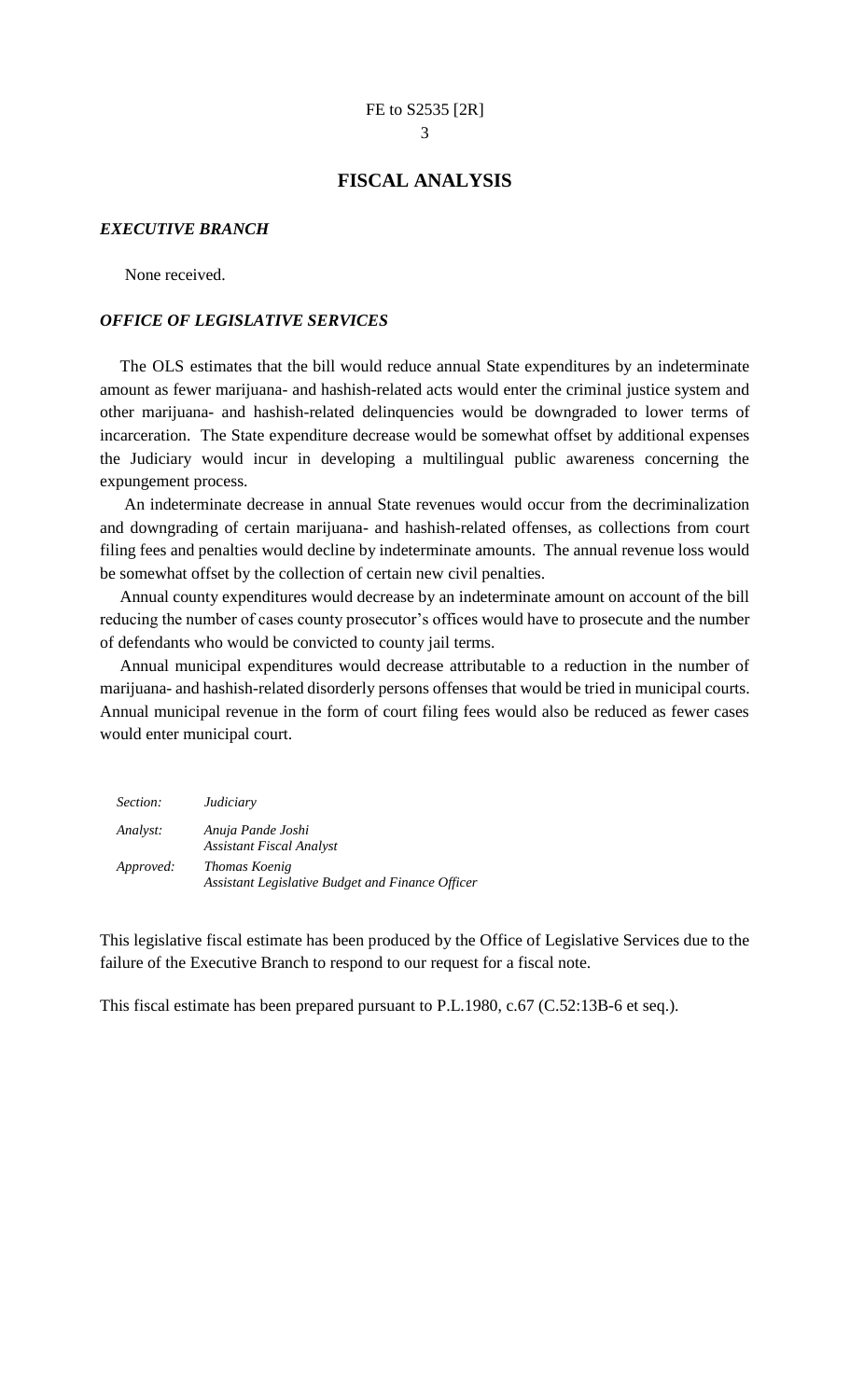# FISCAL ANALYSIS

***EXECUTIVE BRANCH***

None received.

***OFFICE OF LEGISLATIVE SERVICES***

The OLS estimates that the bill would reduce annual State expenditures by an indeterminate amount as fewer marijuana- and hashish-related acts would enter the criminal justice system and other marijuana- and hashish-related delinquencies would be downgraded to lower terms of incarceration. The State expenditure decrease would be somewhat offset by additional expenses the Judiciary would incur in developing a multilingual public awareness concerning the expungement process.

An indeterminate decrease in annual State revenues would occur from the decriminalization and downgrading of certain marijuana- and hashish-related offenses, as collections from court filing fees and penalties would decline by indeterminate amounts. The annual revenue loss would be somewhat offset by the collection of certain new civil penalties.

Annual county expenditures would decrease by an indeterminate amount on account of the bill reducing the number of cases county prosecutor's offices would have to prosecute and the number of defendants who would be convicted to county jail terms.

Annual municipal expenditures would decrease attributable to a reduction in the number of marijuana- and hashish-related disorderly persons offenses that would be tried in municipal courts. Annual municipal revenue in the form of court filing fees would also be reduced as fewer cases would enter municipal court.

| | |
|---|---|
| *Section:* | *Judiciary* |
| *Analyst:* | *Anuja Pande Joshi*<br>*Assistant Fiscal Analyst* |
| *Approved:* | *Thomas Koenig*<br>*Assistant Legislative Budget and Finance Officer* |

This legislative fiscal estimate has been produced by the Office of Legislative Services due to the failure of the Executive Branch to respond to our request for a fiscal note.

This fiscal estimate has been prepared pursuant to P.L.1980, c.67 (C.52:13B-6 et seq.).